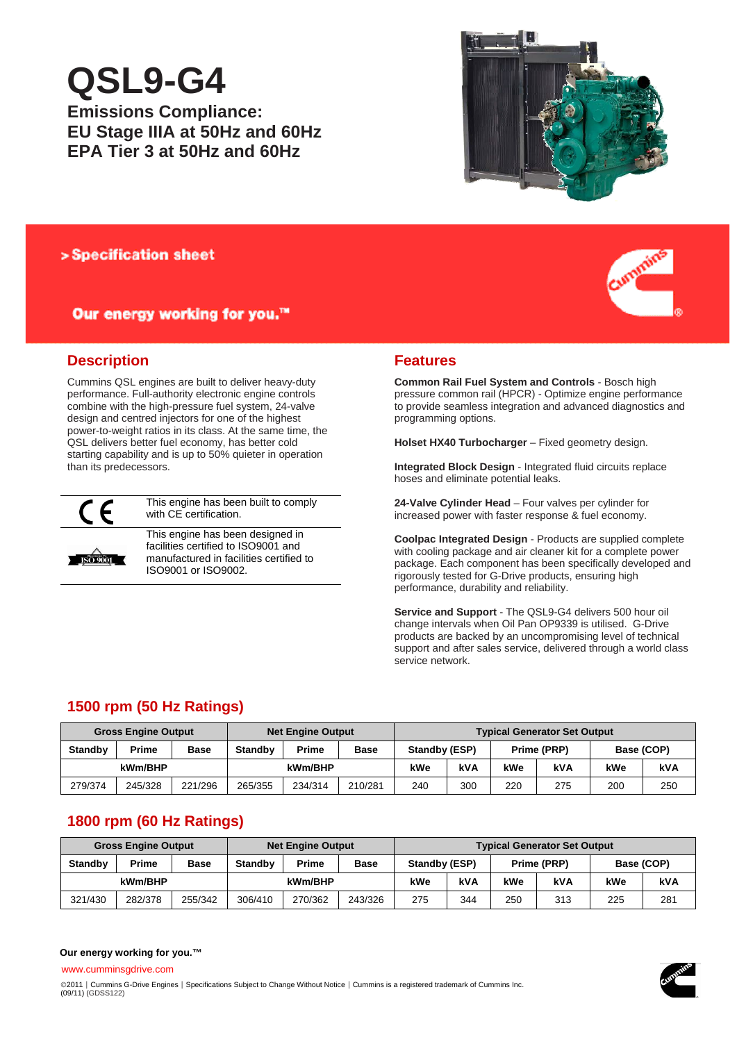# QSL9-G4

**Emissions Compliance:**
**EU Stage IIIA at 50Hz and 60Hz**
**EPA Tier 3 at 50Hz and 60Hz**

> **Specification sheet**

**Our energy working for you.™**

## Description

Cummins QSL engines are built to deliver heavy-duty performance. Full-authority electronic engine controls combine with the high-pressure fuel system, 24-valve design and centred injectors for one of the highest power-to-weight ratios in its class. At the same time, the QSL delivers better fuel economy, has better cold starting capability and is up to 50% quieter in operation than its predecessors.

| | |
|---|---|
| CE | This engine has been built to comply with CE certification. |
| ISO 9001 | This engine has been designed in facilities certified to ISO9001 and manufactured in facilities certified to ISO9001 or ISO9002. |

## Features

**Common Rail Fuel System and Controls** - Bosch high pressure common rail (HPCR) - Optimize engine performance to provide seamless integration and advanced diagnostics and programming options.

**Holset HX40 Turbocharger** – Fixed geometry design.

**Integrated Block Design** - Integrated fluid circuits replace hoses and eliminate potential leaks.

**24-Valve Cylinder Head** – Four valves per cylinder for increased power with faster response & fuel economy.

**Coolpac Integrated Design** - Products are supplied complete with cooling package and air cleaner kit for a complete power package. Each component has been specifically developed and rigorously tested for G-Drive products, ensuring high performance, durability and reliability.

**Service and Support** - The QSL9-G4 delivers 500 hour oil change intervals when Oil Pan OP9339 is utilised. G-Drive products are backed by an uncompromising level of technical support and after sales service, delivered through a world class service network.

## 1500 rpm (50 Hz Ratings)

| Gross Engine Output | | | Net Engine Output | | | Typical Generator Set Output | | | | | |
|---|---|---|---|---|---|---|---|---|---|---|---|
| Standby | Prime | Base | Standby | Prime | Base | Standby (ESP) | | Prime (PRP) | | Base (COP) | |
| kWm/BHP | | | kWm/BHP | | | kWe | kVA | kWe | kVA | kWe | kVA |
| 279/374 | 245/328 | 221/296 | 265/355 | 234/314 | 210/281 | 240 | 300 | 220 | 275 | 200 | 250 |

## 1800 rpm (60 Hz Ratings)

| Gross Engine Output | | | Net Engine Output | | | Typical Generator Set Output | | | | | |
|---|---|---|---|---|---|---|---|---|---|---|---|
| Standby | Prime | Base | Standby | Prime | Base | Standby (ESP) | | Prime (PRP) | | Base (COP) | |
| kWm/BHP | | | kWm/BHP | | | kWe | kVA | kWe | kVA | kWe | kVA |
| 321/430 | 282/378 | 255/342 | 306/410 | 270/362 | 243/326 | 275 | 344 | 250 | 313 | 225 | 281 |

**Our energy working for you.™**

www.cumminsgdrive.com

©2011 | Cummins G-Drive Engines | Specifications Subject to Change Without Notice | Cummins is a registered trademark of Cummins Inc.
(09/11) (GDSS122)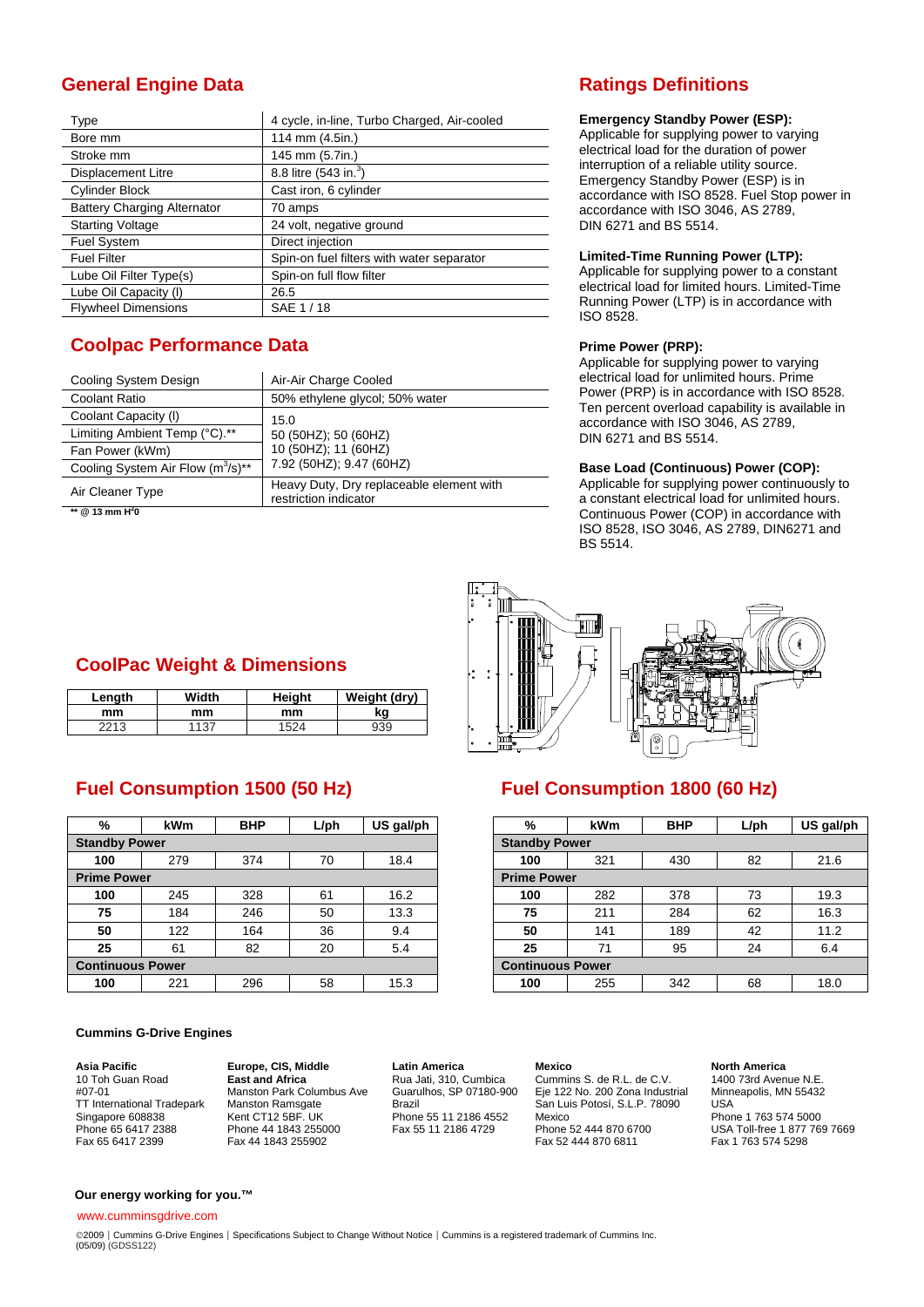## General Engine Data

| | |
|---|---|
| Type | 4 cycle, in-line, Turbo Charged, Air-cooled |
| Bore mm | 114 mm (4.5in.) |
| Stroke mm | 145 mm (5.7in.) |
| Displacement Litre | 8.8 litre (543 in.$^3$) |
| Cylinder Block | Cast iron, 6 cylinder |
| Battery Charging Alternator | 70 amps |
| Starting Voltage | 24 volt, negative ground |
| Fuel System | Direct injection |
| Fuel Filter | Spin-on fuel filters with water separator |
| Lube Oil Filter Type(s) | Spin-on full flow filter |
| Lube Oil Capacity (l) | 26.5 |
| Flywheel Dimensions | SAE 1 / 18 |

## Coolpac Performance Data

| | |
|---|---|
| Cooling System Design | Air-Air Charge Cooled |
| Coolant Ratio | 50% ethylene glycol; 50% water |
| Coolant Capacity (l) | 15.0 |
| Limiting Ambient Temp (°C).** | 50 (50HZ); 50 (60HZ) |
| Fan Power (kWm) | 10 (50HZ); 11 (60HZ) |
| Cooling System Air Flow (m$^3$/s)** | 7.92 (50HZ); 9.47 (60HZ) |
| Air Cleaner Type | Heavy Duty, Dry replaceable element with restriction indicator |

** @ 13 mm $H_20$

## Ratings Definitions

**Emergency Standby Power (ESP):**
Applicable for supplying power to varying electrical load for the duration of power interruption of a reliable utility source. Emergency Standby Power (ESP) is in accordance with ISO 8528. Fuel Stop power in accordance with ISO 3046, AS 2789, DIN 6271 and BS 5514.

**Limited-Time Running Power (LTP):**
Applicable for supplying power to a constant electrical load for limited hours. Limited-Time Running Power (LTP) is in accordance with ISO 8528.

**Prime Power (PRP):**
Applicable for supplying power to varying electrical load for unlimited hours. Prime Power (PRP) is in accordance with ISO 8528. Ten percent overload capability is available in accordance with ISO 3046, AS 2789, DIN 6271 and BS 5514.

**Base Load (Continuous) Power (COP):**
Applicable for supplying power continuously to a constant electrical load for unlimited hours. Continuous Power (COP) in accordance with ISO 8528, ISO 3046, AS 2789, DIN6271 and BS 5514.

## CoolPac Weight & Dimensions

| Length | Width | Height | Weight (dry) |
|---|---|---|---|
| mm | mm | mm | kg |
| 2213 | 1137 | 1524 | 939 |

## Fuel Consumption 1500 (50 Hz)

| % | kWm | BHP | L/ph | US gal/ph |
|---|---|---|---|---|
| **Standby Power** | | | | |
| **100** | 279 | 374 | 70 | 18.4 |
| **Prime Power** | | | | |
| **100** | 245 | 328 | 61 | 16.2 |
| **75** | 184 | 246 | 50 | 13.3 |
| **50** | 122 | 164 | 36 | 9.4 |
| **25** | 61 | 82 | 20 | 5.4 |
| **Continuous Power** | | | | |
| **100** | 221 | 296 | 58 | 15.3 |

## Fuel Consumption 1800 (60 Hz)

| % | kWm | BHP | L/ph | US gal/ph |
|---|---|---|---|---|
| **Standby Power** | | | | |
| **100** | 321 | 430 | 82 | 21.6 |
| **Prime Power** | | | | |
| **100** | 282 | 378 | 73 | 19.3 |
| **75** | 211 | 284 | 62 | 16.3 |
| **50** | 141 | 189 | 42 | 11.2 |
| **25** | 71 | 95 | 24 | 6.4 |
| **Continuous Power** | | | | |
| **100** | 255 | 342 | 68 | 18.0 |

**Cummins G-Drive Engines**

**Asia Pacific**
10 Toh Guan Road
#07-01
TT International Tradepark
Singapore 608838
Phone 65 6417 2388
Fax 65 6417 2399

**Europe, CIS, Middle East and Africa**
Manston Park Columbus Ave
Manston Ramsgate
Kent CT12 5BF. UK
Phone 44 1843 255000
Fax 44 1843 255902

**Latin America**
Rua Jati, 310, Cumbica
Guarulhos, SP 07180-900
Brazil
Phone 55 11 2186 4552
Fax 55 11 2186 4729

**Mexico**
Cummins S. de R.L. de C.V.
Eje 122 No. 200 Zona Industrial
San Luis Potosí, S.L.P. 78090
Mexico
Phone 52 444 870 6700
Fax 52 444 870 6811

**North America**
1400 73rd Avenue N.E.
Minneapolis, MN 55432
USA
Phone 1 763 574 5000
USA Toll-free 1 877 769 7669
Fax 1 763 574 5298

**Our energy working for you.™**

www.cumminsgdrive.com

©2009 | Cummins G-Drive Engines | Specifications Subject to Change Without Notice | Cummins is a registered trademark of Cummins Inc.
(05/09) (GDSS122)